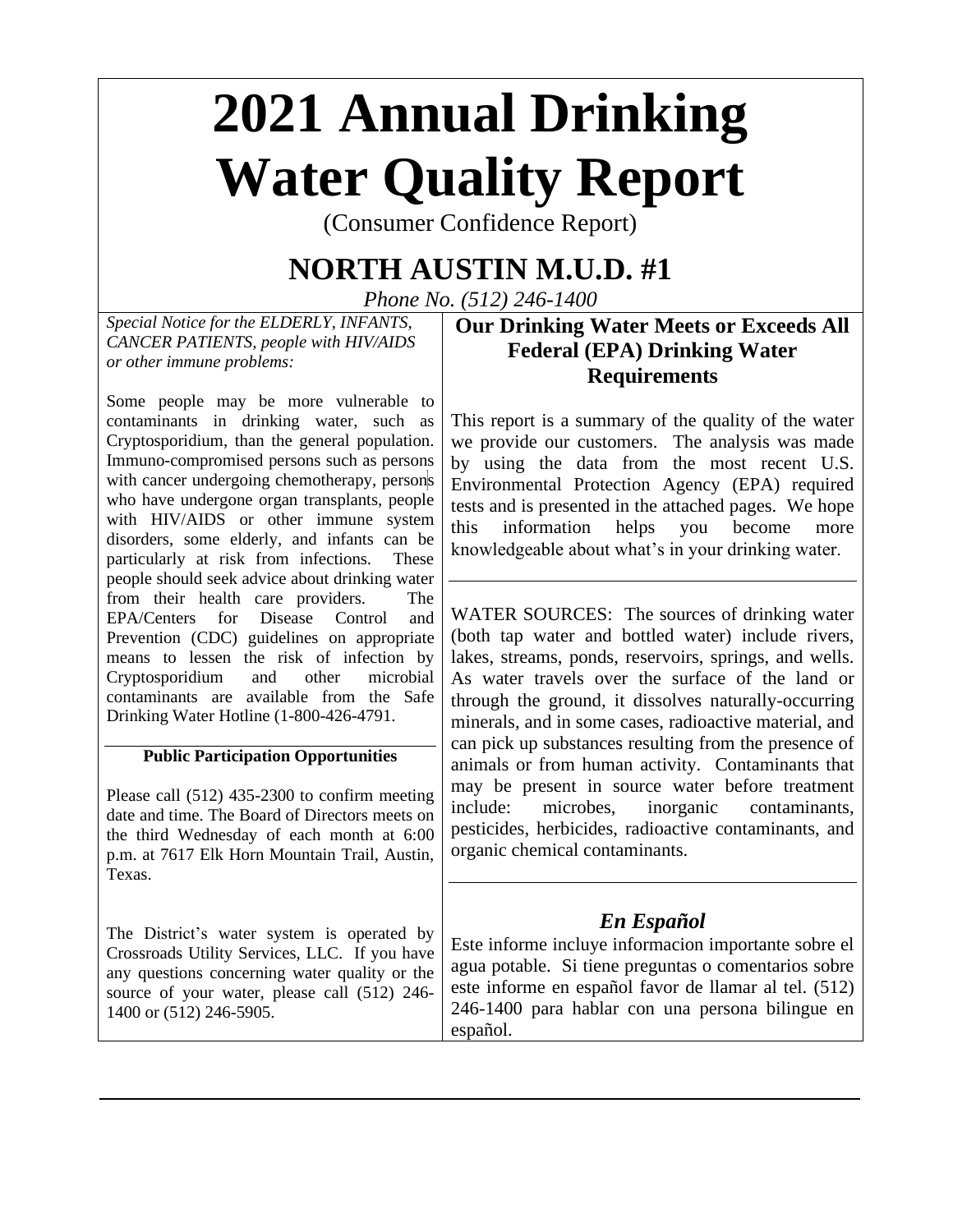# 2021 Annual Drinking Water Quality Report

(Consumer Confidence Report)

## NORTH AUSTIN M.U.D. #1

*Phone No. (512) 246-1400*

*Special Notice for the ELDERLY, INFANTS, CANCER PATIENTS, people with HIV/AIDS or other immune problems:*

Some people may be more vulnerable to contaminants in drinking water, such as Cryptosporidium, than the general population. Immuno-compromised persons such as persons with cancer undergoing chemotherapy, persons who have undergone organ transplants, people with HIV/AIDS or other immune system disorders, some elderly, and infants can be particularly at risk from infections. These people should seek advice about drinking water from their health care providers. The EPA/Centers for Disease Control and Prevention (CDC) guidelines on appropriate means to lessen the risk of infection by Cryptosporidium and other microbial contaminants are available from the Safe Drinking Water Hotline (1-800-426-4791.

**Public Participation Opportunities**

Please call (512) 435-2300 to confirm meeting date and time. The Board of Directors meets on the third Wednesday of each month at 6:00 p.m. at 7617 Elk Horn Mountain Trail, Austin, Texas.

The District's water system is operated by Crossroads Utility Services, LLC. If you have any questions concerning water quality or the source of your water, please call (512) 246-1400 or (512) 246-5905.

### Our Drinking Water Meets or Exceeds All Federal (EPA) Drinking Water Requirements

This report is a summary of the quality of the water we provide our customers. The analysis was made by using the data from the most recent U.S. Environmental Protection Agency (EPA) required tests and is presented in the attached pages. We hope this information helps you become more knowledgeable about what's in your drinking water.

WATER SOURCES: The sources of drinking water (both tap water and bottled water) include rivers, lakes, streams, ponds, reservoirs, springs, and wells. As water travels over the surface of the land or through the ground, it dissolves naturally-occurring minerals, and in some cases, radioactive material, and can pick up substances resulting from the presence of animals or from human activity. Contaminants that may be present in source water before treatment include: microbes, inorganic contaminants, pesticides, herbicides, radioactive contaminants, and organic chemical contaminants.

### *En Español*

Este informe incluye informacion importante sobre el agua potable. Si tiene preguntas o comentarios sobre este informe en español favor de llamar al tel. (512) 246-1400 para hablar con una persona bilingue en español.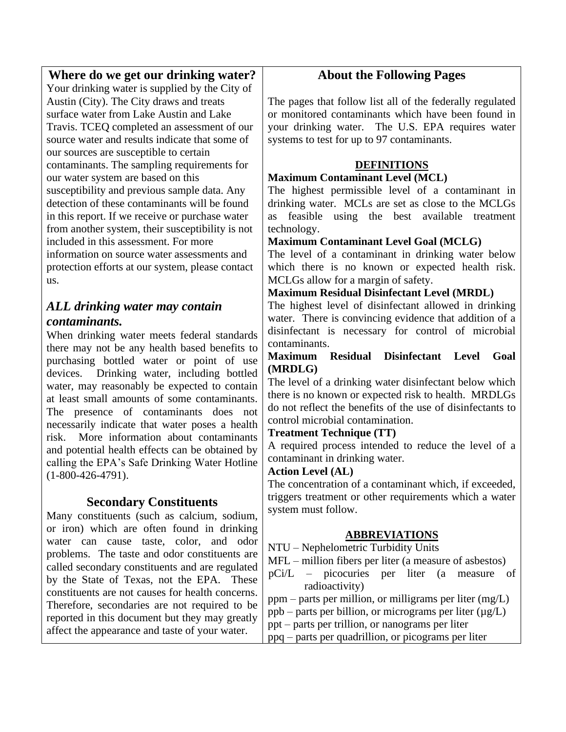## Where do we get our drinking water?

Your drinking water is supplied by the City of Austin (City). The City draws and treats surface water from Lake Austin and Lake Travis. TCEQ completed an assessment of our source water and results indicate that some of our sources are susceptible to certain contaminants. The sampling requirements for our water system are based on this susceptibility and previous sample data. Any detection of these contaminants will be found in this report. If we receive or purchase water from another system, their susceptibility is not included in this assessment. For more information on source water assessments and protection efforts at our system, please contact us.

### *ALL drinking water may contain contaminants.*

When drinking water meets federal standards there may not be any health based benefits to purchasing bottled water or point of use devices. Drinking water, including bottled water, may reasonably be expected to contain at least small amounts of some contaminants. The presence of contaminants does not necessarily indicate that water poses a health risk. More information about contaminants and potential health effects can be obtained by calling the EPA's Safe Drinking Water Hotline (1-800-426-4791).

## Secondary Constituents

Many constituents (such as calcium, sodium, or iron) which are often found in drinking water can cause taste, color, and odor problems. The taste and odor constituents are called secondary constituents and are regulated by the State of Texas, not the EPA. These constituents are not causes for health concerns. Therefore, secondaries are not required to be reported in this document but they may greatly affect the appearance and taste of your water.

## About the Following Pages

The pages that follow list all of the federally regulated or monitored contaminants which have been found in your drinking water. The U.S. EPA requires water systems to test for up to 97 contaminants.

### DEFINITIONS

**Maximum Contaminant Level (MCL)**
The highest permissible level of a contaminant in drinking water. MCLs are set as close to the MCLGs as feasible using the best available treatment technology.

**Maximum Contaminant Level Goal (MCLG)**
The level of a contaminant in drinking water below which there is no known or expected health risk. MCLGs allow for a margin of safety.

**Maximum Residual Disinfectant Level (MRDL)**
The highest level of disinfectant allowed in drinking water. There is convincing evidence that addition of a disinfectant is necessary for control of microbial contaminants.

**Maximum Residual Disinfectant Level Goal (MRDLG)**
The level of a drinking water disinfectant below which there is no known or expected risk to health. MRDLGs do not reflect the benefits of the use of disinfectants to control microbial contamination.

**Treatment Technique (TT)**
A required process intended to reduce the level of a contaminant in drinking water.

**Action Level (AL)**
The concentration of a contaminant which, if exceeded, triggers treatment or other requirements which a water system must follow.

### ABBREVIATIONS

NTU – Nephelometric Turbidity Units
MFL – million fibers per liter (a measure of asbestos)
pCi/L – picocuries per liter (a measure of radioactivity)
ppm – parts per million, or milligrams per liter (mg/L)
ppb – parts per billion, or micrograms per liter (µg/L)
ppt – parts per trillion, or nanograms per liter
ppq – parts per quadrillion, or picograms per liter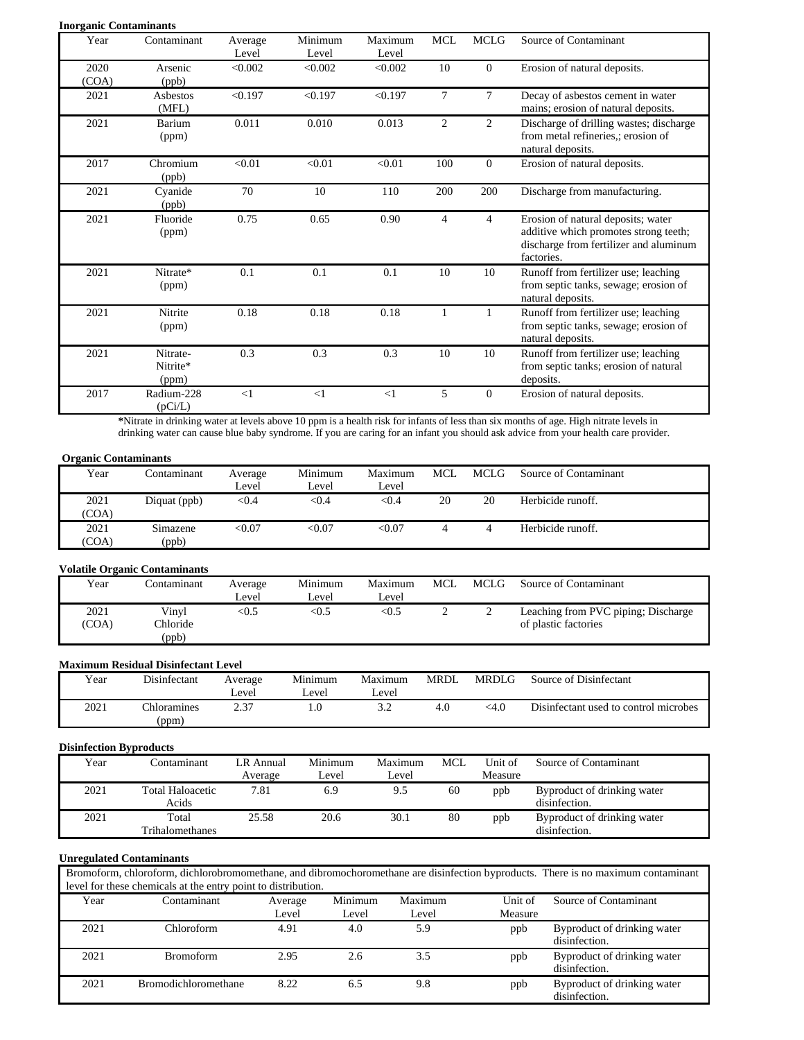**Inorganic Contaminants**

| Year | Contaminant | Average Level | Minimum Level | Maximum Level | MCL | MCLG | Source of Contaminant |
|---|---|---|---|---|---|---|---|
| 2020 (COA) | Arsenic (ppb) | <0.002 | <0.002 | <0.002 | 10 | 0 | Erosion of natural deposits. |
| 2021 | Asbestos (MFL) | <0.197 | <0.197 | <0.197 | 7 | 7 | Decay of asbestos cement in water mains; erosion of natural deposits. |
| 2021 | Barium (ppm) | 0.011 | 0.010 | 0.013 | 2 | 2 | Discharge of drilling wastes; discharge from metal refineries,; erosion of natural deposits. |
| 2017 | Chromium (ppb) | <0.01 | <0.01 | <0.01 | 100 | 0 | Erosion of natural deposits. |
| 2021 | Cyanide (ppb) | 70 | 10 | 110 | 200 | 200 | Discharge from manufacturing. |
| 2021 | Fluoride (ppm) | 0.75 | 0.65 | 0.90 | 4 | 4 | Erosion of natural deposits; water additive which promotes strong teeth; discharge from fertilizer and aluminum factories. |
| 2021 | Nitrate* (ppm) | 0.1 | 0.1 | 0.1 | 10 | 10 | Runoff from fertilizer use; leaching from septic tanks, sewage; erosion of natural deposits. |
| 2021 | Nitrite (ppm) | 0.18 | 0.18 | 0.18 | 1 | 1 | Runoff from fertilizer use; leaching from septic tanks, sewage; erosion of natural deposits. |
| 2021 | Nitrate-Nitrite* (ppm) | 0.3 | 0.3 | 0.3 | 10 | 10 | Runoff from fertilizer use; leaching from septic tanks; erosion of natural deposits. |
| 2017 | Radium-228 (pCi/L) | <1 | <1 | <1 | 5 | 0 | Erosion of natural deposits. |

***Nitrate in drinking water at levels above 10 ppm is a health risk for infants of less than six months of age. High nitrate levels in drinking water can cause blue baby syndrome. If you are caring for an infant you should ask advice from your health care provider.

**Organic Contaminants**

| Year | Contaminant | Average Level | Minimum Level | Maximum Level | MCL | MCLG | Source of Contaminant |
|---|---|---|---|---|---|---|---|
| 2021 (COA) | Diquat (ppb) | <0.4 | <0.4 | <0.4 | 20 | 20 | Herbicide runoff. |
| 2021 (COA) | Simazene (ppb) | <0.07 | <0.07 | <0.07 | 4 | 4 | Herbicide runoff. |

**Volatile Organic Contaminants**

| Year | Contaminant | Average Level | Minimum Level | Maximum Level | MCL | MCLG | Source of Contaminant |
|---|---|---|---|---|---|---|---|
| 2021 (COA) | Vinyl Chloride (ppb) | <0.5 | <0.5 | <0.5 | 2 | 2 | Leaching from PVC piping; Discharge of plastic factories |

**Maximum Residual Disinfectant Level**

| Year | Disinfectant | Average Level | Minimum Level | Maximum Level | MRDL | MRDLG | Source of Disinfectant |
|---|---|---|---|---|---|---|---|
| 2021 | Chloramines (ppm) | 2.37 | 1.0 | 3.2 | 4.0 | <4.0 | Disinfectant used to control microbes |

**Disinfection Byproducts**

| Year | Contaminant | LR Annual Average | Minimum Level | Maximum Level | MCL | Unit of Measure | Source of Contaminant |
|---|---|---|---|---|---|---|---|
| 2021 | Total Haloacetic Acids | 7.81 | 6.9 | 9.5 | 60 | ppb | Byproduct of drinking water disinfection. |
| 2021 | Total Trihalomethanes | 25.58 | 20.6 | 30.1 | 80 | ppb | Byproduct of drinking water disinfection. |

**Unregulated Contaminants**

Bromoform, chloroform, dichlorobromomethane, and dibromochoromethane are disinfection byproducts. There is no maximum contaminant level for these chemicals at the entry point to distribution.

| Year | Contaminant | Average Level | Minimum Level | Maximum Level | Unit of Measure | Source of Contaminant |
|---|---|---|---|---|---|---|
| 2021 | Chloroform | 4.91 | 4.0 | 5.9 | ppb | Byproduct of drinking water disinfection. |
| 2021 | Bromoform | 2.95 | 2.6 | 3.5 | ppb | Byproduct of drinking water disinfection. |
| 2021 | Bromodichloromethane | 8.22 | 6.5 | 9.8 | ppb | Byproduct of drinking water disinfection. |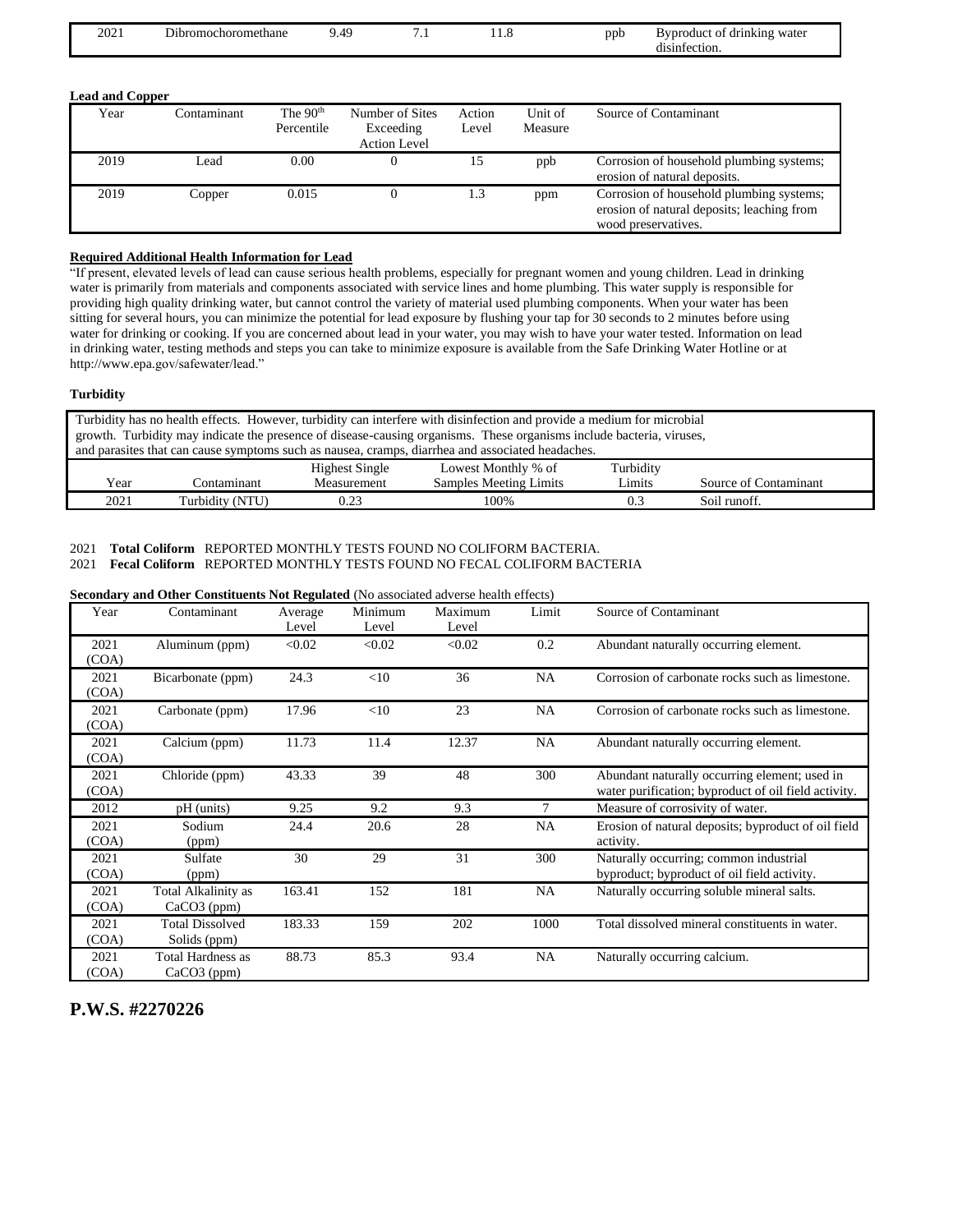| | | | | | | |
|---|---|---|---|---|---|---|
| 2021 | Dibromochoromethane | 9.49 | 7.1 | 11.8 | ppb | Byproduct of drinking water disinfection. |

**Lead and Copper**

| Year | Contaminant | The 90th Percentile | Number of Sites Exceeding Action Level | Action Level | Unit of Measure | Source of Contaminant |
|---|---|---|---|---|---|---|
| 2019 | Lead | 0.00 | 0 | 15 | ppb | Corrosion of household plumbing systems; erosion of natural deposits. |
| 2019 | Copper | 0.015 | 0 | 1.3 | ppm | Corrosion of household plumbing systems; erosion of natural deposits; leaching from wood preservatives. |

**Required Additional Health Information for Lead**

"If present, elevated levels of lead can cause serious health problems, especially for pregnant women and young children. Lead in drinking water is primarily from materials and components associated with service lines and home plumbing. This water supply is responsible for providing high quality drinking water, but cannot control the variety of material used plumbing components. When your water has been sitting for several hours, you can minimize the potential for lead exposure by flushing your tap for 30 seconds to 2 minutes before using water for drinking or cooking. If you are concerned about lead in your water, you may wish to have your water tested. Information on lead in drinking water, testing methods and steps you can take to minimize exposure is available from the Safe Drinking Water Hotline or at http://www.epa.gov/safewater/lead."

**Turbidity**

Turbidity has no health effects. However, turbidity can interfere with disinfection and provide a medium for microbial growth. Turbidity may indicate the presence of disease-causing organisms. These organisms include bacteria, viruses, and parasites that can cause symptoms such as nausea, cramps, diarrhea and associated headaches.

| Year | Contaminant | Highest Single Measurement | Lowest Monthly % of Samples Meeting Limits | Turbidity Limits | Source of Contaminant |
|---|---|---|---|---|---|
| 2021 | Turbidity (NTU) | 0.23 | 100% | 0.3 | Soil runoff. |

2021 **Total Coliform** REPORTED MONTHLY TESTS FOUND NO COLIFORM BACTERIA.
2021 **Fecal Coliform** REPORTED MONTHLY TESTS FOUND NO FECAL COLIFORM BACTERIA

**Secondary and Other Constituents Not Regulated** (No associated adverse health effects)

| Year | Contaminant | Average Level | Minimum Level | Maximum Level | Limit | Source of Contaminant |
|---|---|---|---|---|---|---|
| 2021 (COA) | Aluminum (ppm) | <0.02 | <0.02 | <0.02 | 0.2 | Abundant naturally occurring element. |
| 2021 (COA) | Bicarbonate (ppm) | 24.3 | <10 | 36 | NA | Corrosion of carbonate rocks such as limestone. |
| 2021 (COA) | Carbonate (ppm) | 17.96 | <10 | 23 | NA | Corrosion of carbonate rocks such as limestone. |
| 2021 (COA) | Calcium (ppm) | 11.73 | 11.4 | 12.37 | NA | Abundant naturally occurring element. |
| 2021 (COA) | Chloride (ppm) | 43.33 | 39 | 48 | 300 | Abundant naturally occurring element; used in water purification; byproduct of oil field activity. |
| 2012 | pH (units) | 9.25 | 9.2 | 9.3 | 7 | Measure of corrosivity of water. |
| 2021 (COA) | Sodium (ppm) | 24.4 | 20.6 | 28 | NA | Erosion of natural deposits; byproduct of oil field activity. |
| 2021 (COA) | Sulfate (ppm) | 30 | 29 | 31 | 300 | Naturally occurring; common industrial byproduct; byproduct of oil field activity. |
| 2021 (COA) | Total Alkalinity as $CaCO_3$ (ppm) | 163.41 | 152 | 181 | NA | Naturally occurring soluble mineral salts. |
| 2021 (COA) | Total Dissolved Solids (ppm) | 183.33 | 159 | 202 | 1000 | Total dissolved mineral constituents in water. |
| 2021 (COA) | Total Hardness as $CaCO_3$ (ppm) | 88.73 | 85.3 | 93.4 | NA | Naturally occurring calcium. |

**P.W.S. #2270226**